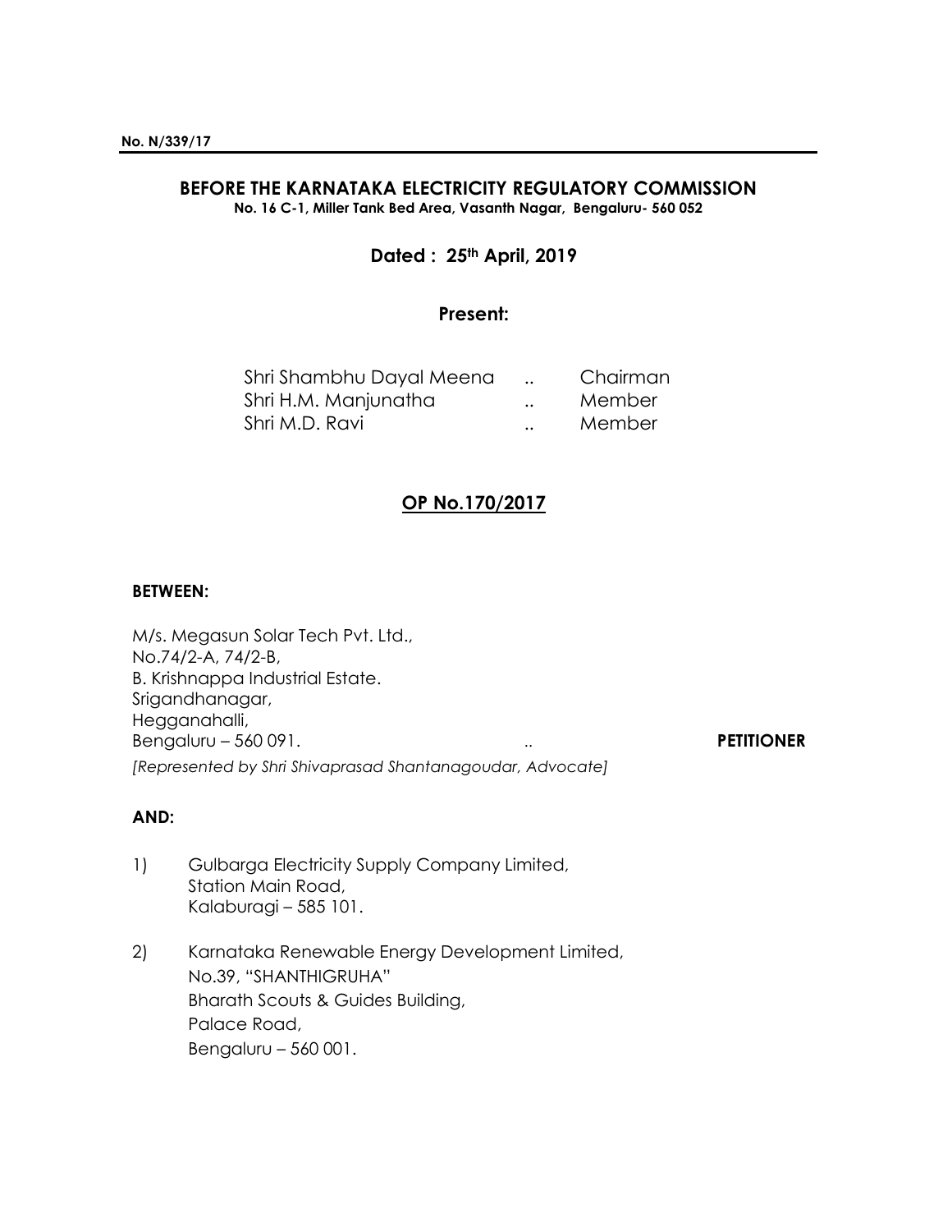**No. N/339/17**

---

**BEFORE THE KARNATAKA ELECTRICITY REGULATORY COMMISSION**

**No. 16 C-1, Miller Tank Bed Area, Vasanth Nagar, Bengaluru- 560 052**

**Dated : 25th April, 2019**

**Present:**

| | | |
|---|---|---|
| Shri Shambhu Dayal Meena | .. | Chairman |
| Shri H.M. Manjunatha | .. | Member |
| Shri M.D. Ravi | .. | Member |

**OP No.170/2017**

**BETWEEN:**

M/s. Megasun Solar Tech Pvt. Ltd.,
No.74/2-A, 74/2-B,
B. Krishnappa Industrial Estate.
Srigandhanagar,
Hegganahalli,
Bengaluru – 560 091. .. **PETITIONER**

*[Represented by Shri Shivaprasad Shantanagoudar, Advocate]*

**AND:**

1) Gulbarga Electricity Supply Company Limited,
Station Main Road,
Kalaburagi – 585 101.

2) Karnataka Renewable Energy Development Limited,
No.39, "SHANTHIGRUHA"
Bharath Scouts & Guides Building,
Palace Road,
Bengaluru – 560 001.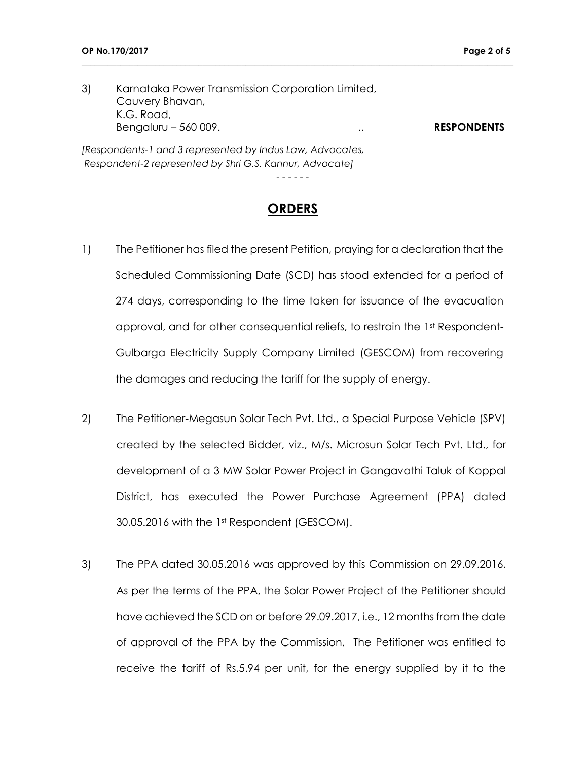3) Karnataka Power Transmission Corporation Limited,
Cauvery Bhavan,
K.G. Road,
Bengaluru – 560 009. .. **RESPONDENTS**

*[Respondents-1 and 3 represented by Indus Law, Advocates,*
*Respondent-2 represented by Shri G.S. Kannur, Advocate]*

\- - - - - -

## **ORDERS**

1) The Petitioner has filed the present Petition, praying for a declaration that the Scheduled Commissioning Date (SCD) has stood extended for a period of 274 days, corresponding to the time taken for issuance of the evacuation approval, and for other consequential reliefs, to restrain the 1st Respondent-Gulbarga Electricity Supply Company Limited (GESCOM) from recovering the damages and reducing the tariff for the supply of energy.

2) The Petitioner-Megasun Solar Tech Pvt. Ltd., a Special Purpose Vehicle (SPV) created by the selected Bidder, viz., M/s. Microsun Solar Tech Pvt. Ltd., for development of a 3 MW Solar Power Project in Gangavathi Taluk of Koppal District, has executed the Power Purchase Agreement (PPA) dated 30.05.2016 with the 1st Respondent (GESCOM).

3) The PPA dated 30.05.2016 was approved by this Commission on 29.09.2016. As per the terms of the PPA, the Solar Power Project of the Petitioner should have achieved the SCD on or before 29.09.2017, i.e., 12 months from the date of approval of the PPA by the Commission. The Petitioner was entitled to receive the tariff of Rs.5.94 per unit, for the energy supplied by it to the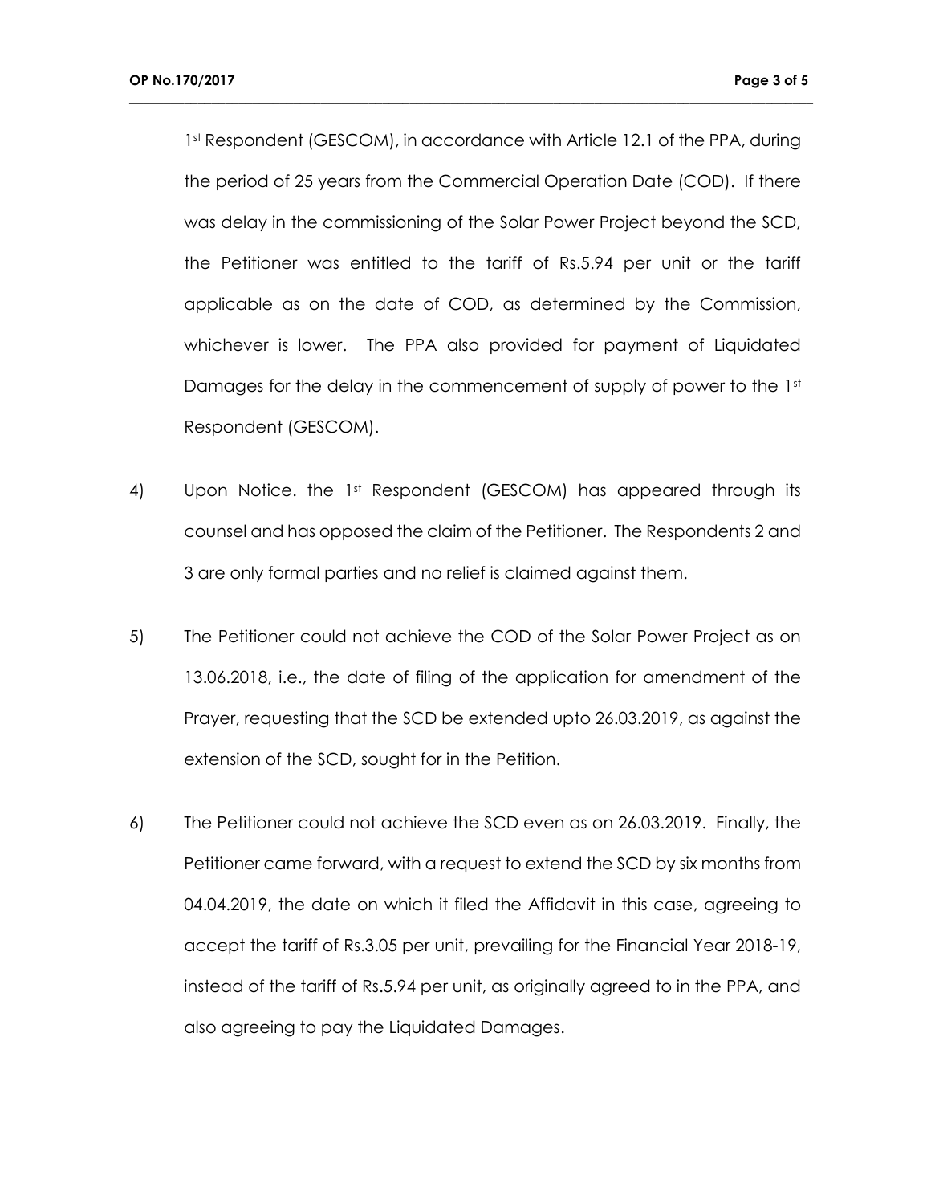1st Respondent (GESCOM), in accordance with Article 12.1 of the PPA, during the period of 25 years from the Commercial Operation Date (COD). If there was delay in the commissioning of the Solar Power Project beyond the SCD, the Petitioner was entitled to the tariff of Rs.5.94 per unit or the tariff applicable as on the date of COD, as determined by the Commission, whichever is lower. The PPA also provided for payment of Liquidated Damages for the delay in the commencement of supply of power to the 1st Respondent (GESCOM).

4) Upon Notice. the 1st Respondent (GESCOM) has appeared through its counsel and has opposed the claim of the Petitioner. The Respondents 2 and 3 are only formal parties and no relief is claimed against them.

5) The Petitioner could not achieve the COD of the Solar Power Project as on 13.06.2018, i.e., the date of filing of the application for amendment of the Prayer, requesting that the SCD be extended upto 26.03.2019, as against the extension of the SCD, sought for in the Petition.

6) The Petitioner could not achieve the SCD even as on 26.03.2019. Finally, the Petitioner came forward, with a request to extend the SCD by six months from 04.04.2019, the date on which it filed the Affidavit in this case, agreeing to accept the tariff of Rs.3.05 per unit, prevailing for the Financial Year 2018-19, instead of the tariff of Rs.5.94 per unit, as originally agreed to in the PPA, and also agreeing to pay the Liquidated Damages.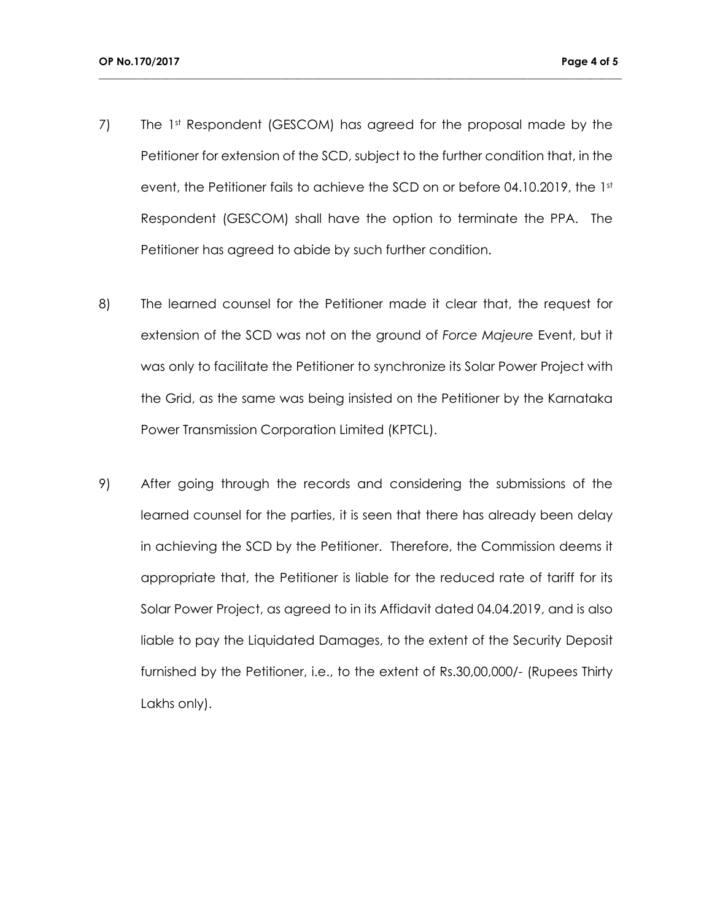7) The 1st Respondent (GESCOM) has agreed for the proposal made by the Petitioner for extension of the SCD, subject to the further condition that, in the event, the Petitioner fails to achieve the SCD on or before 04.10.2019, the 1st Respondent (GESCOM) shall have the option to terminate the PPA. The Petitioner has agreed to abide by such further condition.

8) The learned counsel for the Petitioner made it clear that, the request for extension of the SCD was not on the ground of *Force Majeure* Event, but it was only to facilitate the Petitioner to synchronize its Solar Power Project with the Grid, as the same was being insisted on the Petitioner by the Karnataka Power Transmission Corporation Limited (KPTCL).

9) After going through the records and considering the submissions of the learned counsel for the parties, it is seen that there has already been delay in achieving the SCD by the Petitioner. Therefore, the Commission deems it appropriate that, the Petitioner is liable for the reduced rate of tariff for its Solar Power Project, as agreed to in its Affidavit dated 04.04.2019, and is also liable to pay the Liquidated Damages, to the extent of the Security Deposit furnished by the Petitioner, i.e., to the extent of Rs.30,00,000/- (Rupees Thirty Lakhs only).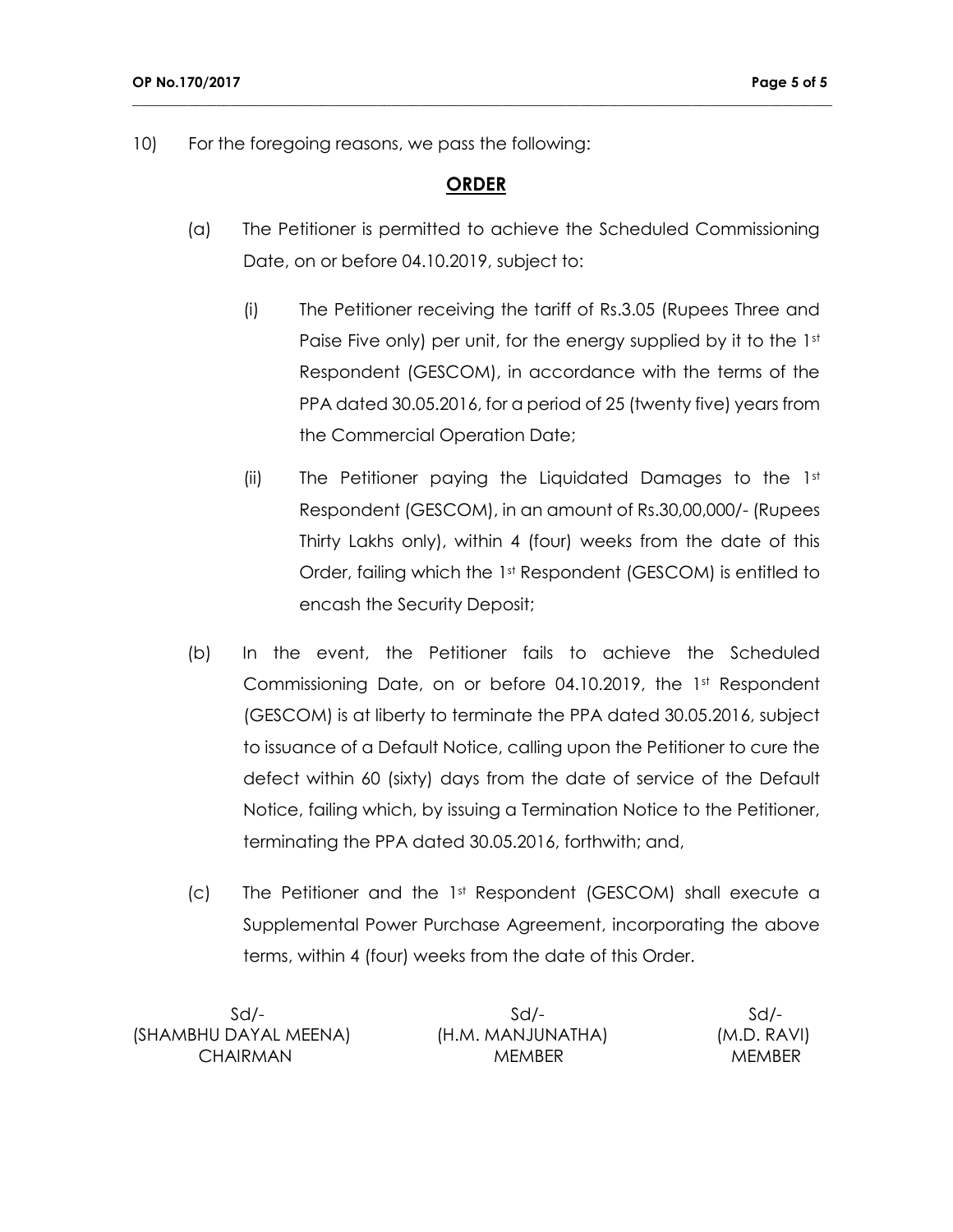10) For the foregoing reasons, we pass the following:

## ORDER

(a) The Petitioner is permitted to achieve the Scheduled Commissioning Date, on or before 04.10.2019, subject to:

(i) The Petitioner receiving the tariff of Rs.3.05 (Rupees Three and Paise Five only) per unit, for the energy supplied by it to the 1st Respondent (GESCOM), in accordance with the terms of the PPA dated 30.05.2016, for a period of 25 (twenty five) years from the Commercial Operation Date;

(ii) The Petitioner paying the Liquidated Damages to the 1st Respondent (GESCOM), in an amount of Rs.30,00,000/- (Rupees Thirty Lakhs only), within 4 (four) weeks from the date of this Order, failing which the 1st Respondent (GESCOM) is entitled to encash the Security Deposit;

(b) In the event, the Petitioner fails to achieve the Scheduled Commissioning Date, on or before 04.10.2019, the 1st Respondent (GESCOM) is at liberty to terminate the PPA dated 30.05.2016, subject to issuance of a Default Notice, calling upon the Petitioner to cure the defect within 60 (sixty) days from the date of service of the Default Notice, failing which, by issuing a Termination Notice to the Petitioner, terminating the PPA dated 30.05.2016, forthwith; and,

(c) The Petitioner and the 1st Respondent (GESCOM) shall execute a Supplemental Power Purchase Agreement, incorporating the above terms, within 4 (four) weeks from the date of this Order.

| | | |
|---|---|---|
| Sd/- | Sd/- | Sd/- |
| (SHAMBHU DAYAL MEENA) | (H.M. MANJUNATHA) | (M.D. RAVI) |
| CHAIRMAN | MEMBER | MEMBER |